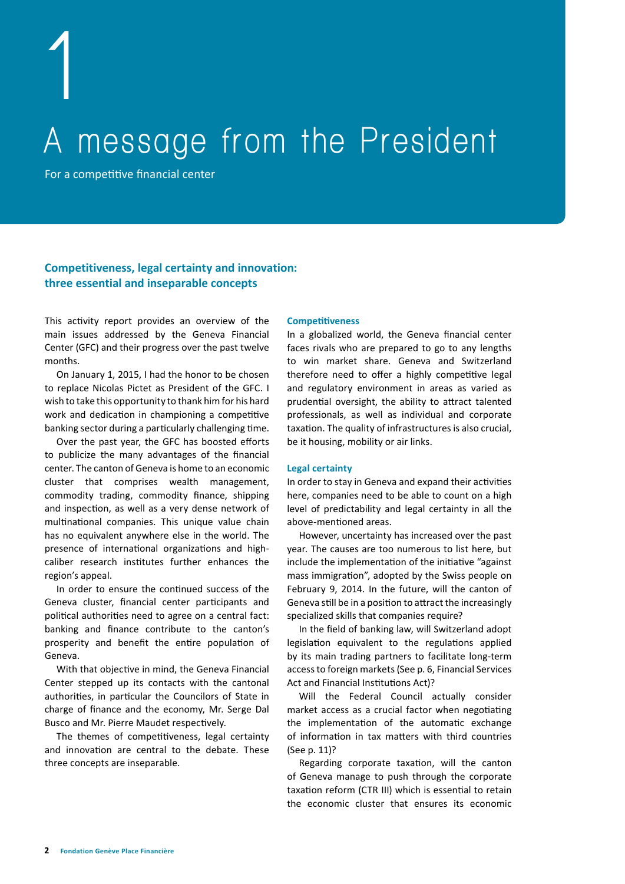# 1

# A message from the President

For a competitive financial center

## Competitiveness, legal certainty and innovation: three essential and inseparable concepts

This activity report provides an overview of the main issues addressed by the Geneva Financial Center (GFC) and their progress over the past twelve months.

On January 1, 2015, I had the honor to be chosen to replace Nicolas Pictet as President of the GFC. I wish to take this opportunity to thank him for his hard work and dedication in championing a competitive banking sector during a particularly challenging time.

Over the past year, the GFC has boosted efforts to publicize the many advantages of the financial center. The canton of Geneva is home to an economic cluster that comprises wealth management, commodity trading, commodity finance, shipping and inspection, as well as a very dense network of multinational companies. This unique value chain has no equivalent anywhere else in the world. The presence of international organizations and high-caliber research institutes further enhances the region's appeal.

In order to ensure the continued success of the Geneva cluster, financial center participants and political authorities need to agree on a central fact: banking and finance contribute to the canton's prosperity and benefit the entire population of Geneva.

With that objective in mind, the Geneva Financial Center stepped up its contacts with the cantonal authorities, in particular the Councilors of State in charge of finance and the economy, Mr. Serge Dal Busco and Mr. Pierre Maudet respectively.

The themes of competitiveness, legal certainty and innovation are central to the debate. These three concepts are inseparable.

### Competitiveness

In a globalized world, the Geneva financial center faces rivals who are prepared to go to any lengths to win market share. Geneva and Switzerland therefore need to offer a highly competitive legal and regulatory environment in areas as varied as prudential oversight, the ability to attract talented professionals, as well as individual and corporate taxation. The quality of infrastructures is also crucial, be it housing, mobility or air links.

### Legal certainty

In order to stay in Geneva and expand their activities here, companies need to be able to count on a high level of predictability and legal certainty in all the above-mentioned areas.

However, uncertainty has increased over the past year. The causes are too numerous to list here, but include the implementation of the initiative "against mass immigration", adopted by the Swiss people on February 9, 2014. In the future, will the canton of Geneva still be in a position to attract the increasingly specialized skills that companies require?

In the field of banking law, will Switzerland adopt legislation equivalent to the regulations applied by its main trading partners to facilitate long-term access to foreign markets (See p. 6, Financial Services Act and Financial Institutions Act)?

Will the Federal Council actually consider market access as a crucial factor when negotiating the implementation of the automatic exchange of information in tax matters with third countries (See p. 11)?

Regarding corporate taxation, will the canton of Geneva manage to push through the corporate taxation reform (CTR III) which is essential to retain the economic cluster that ensures its economic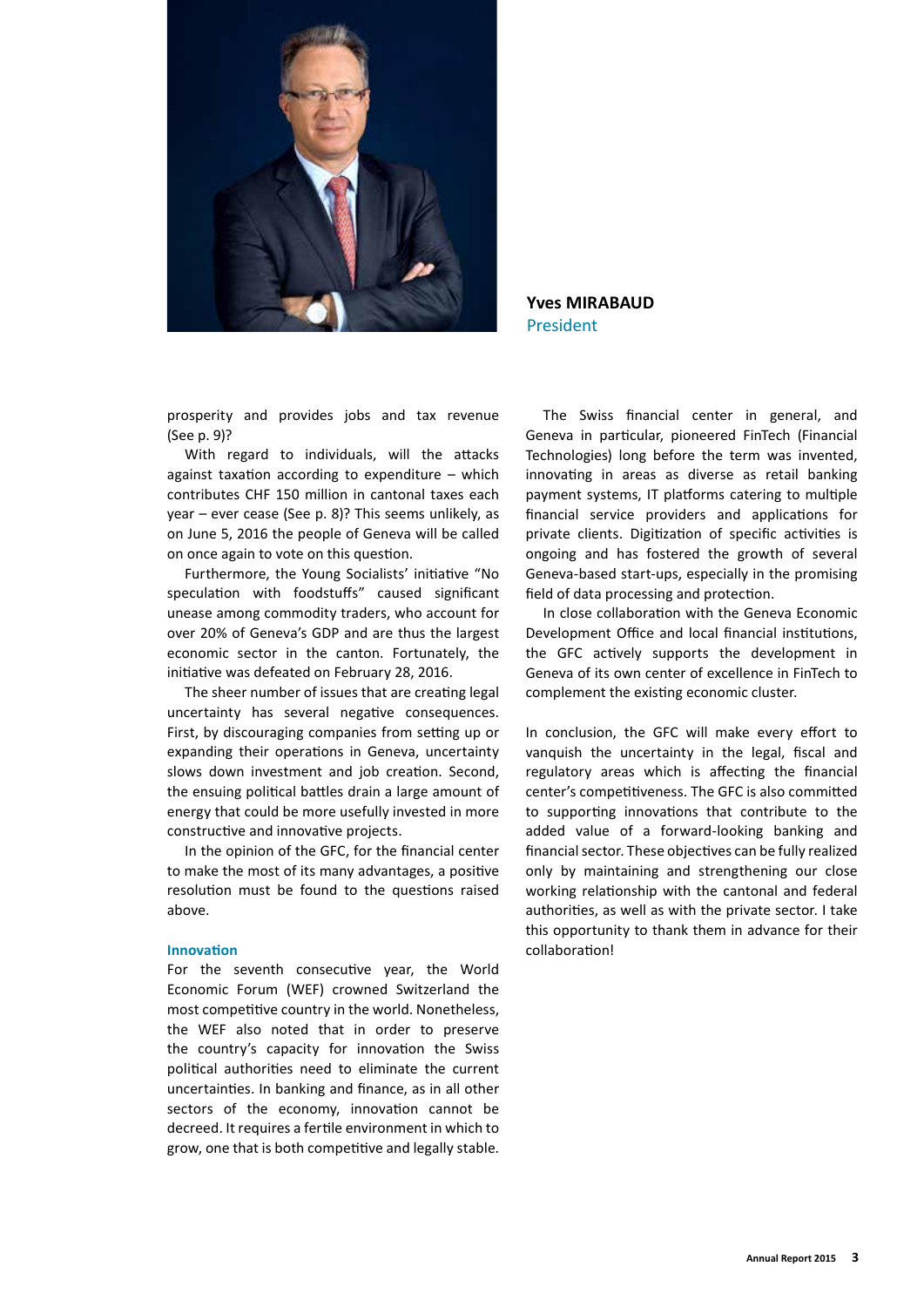**Yves MIRABAUD**
President

prosperity and provides jobs and tax revenue (See p. 9)?

With regard to individuals, will the attacks against taxation according to expenditure – which contributes CHF 150 million in cantonal taxes each year – ever cease (See p. 8)? This seems unlikely, as on June 5, 2016 the people of Geneva will be called on once again to vote on this question.

Furthermore, the Young Socialists' initiative "No speculation with foodstuffs" caused significant unease among commodity traders, who account for over 20% of Geneva's GDP and are thus the largest economic sector in the canton. Fortunately, the initiative was defeated on February 28, 2016.

The sheer number of issues that are creating legal uncertainty has several negative consequences. First, by discouraging companies from setting up or expanding their operations in Geneva, uncertainty slows down investment and job creation. Second, the ensuing political battles drain a large amount of energy that could be more usefully invested in more constructive and innovative projects.

In the opinion of the GFC, for the financial center to make the most of its many advantages, a positive resolution must be found to the questions raised above.

### Innovation

For the seventh consecutive year, the World Economic Forum (WEF) crowned Switzerland the most competitive country in the world. Nonetheless, the WEF also noted that in order to preserve the country's capacity for innovation the Swiss political authorities need to eliminate the current uncertainties. In banking and finance, as in all other sectors of the economy, innovation cannot be decreed. It requires a fertile environment in which to grow, one that is both competitive and legally stable.

The Swiss financial center in general, and Geneva in particular, pioneered FinTech (Financial Technologies) long before the term was invented, innovating in areas as diverse as retail banking payment systems, IT platforms catering to multiple financial service providers and applications for private clients. Digitization of specific activities is ongoing and has fostered the growth of several Geneva-based start-ups, especially in the promising field of data processing and protection.

In close collaboration with the Geneva Economic Development Office and local financial institutions, the GFC actively supports the development in Geneva of its own center of excellence in FinTech to complement the existing economic cluster.

In conclusion, the GFC will make every effort to vanquish the uncertainty in the legal, fiscal and regulatory areas which is affecting the financial center's competitiveness. The GFC is also committed to supporting innovations that contribute to the added value of a forward-looking banking and financial sector. These objectives can be fully realized only by maintaining and strengthening our close working relationship with the cantonal and federal authorities, as well as with the private sector. I take this opportunity to thank them in advance for their collaboration!